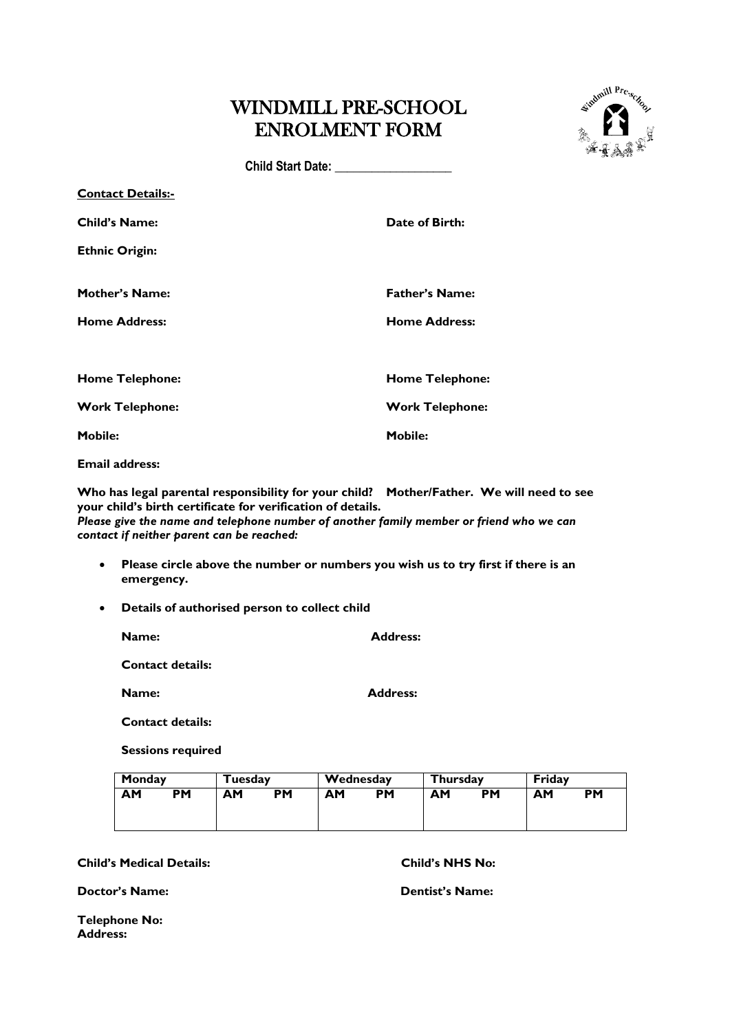# WINDMILL PRE-SCHOOL
# ENROLMENT FORM

**Child Start Date: \_\_\_\_\_\_\_\_\_\_\_\_\_\_\_\_\_\_\_\_**

**Contact Details:-**

**Child's Name:** 

**Date of Birth:**

**Ethnic Origin:**

**Mother's Name:** 

**Father's Name:**

**Home Address:** 

**Home Address:**

**Home Telephone:** 

**Home Telephone:**

**Work Telephone:** 

**Work Telephone:**

**Mobile:** 

**Mobile:**

**Email address:**

**Who has legal parental responsibility for your child? Mother/Father. We will need to see your child's birth certificate for verification of details.**
***Please give the name and telephone number of another family member or friend who we can contact if neither parent can be reached:***

- **Please circle above the number or numbers you wish us to try first if there is an emergency.**
- **Details of authorised person to collect child**

**Name:** 

**Address:**

**Contact details:**

**Name:** 

**Address:**

**Contact details:**

**Sessions required**

| Monday | | Tuesday | | Wednesday | | Thursday | | Friday | |
|---|---|---|---|---|---|---|---|---|---|
| **AM** | **PM** | **AM** | **PM** | **AM** | **PM** | **AM** | **PM** | **AM** | **PM** |
| | | | | | | | | | |

**Child's Medical Details:** 

**Child's NHS No:**

**Doctor's Name:** 

**Dentist's Name:**

**Telephone No:**
**Address:**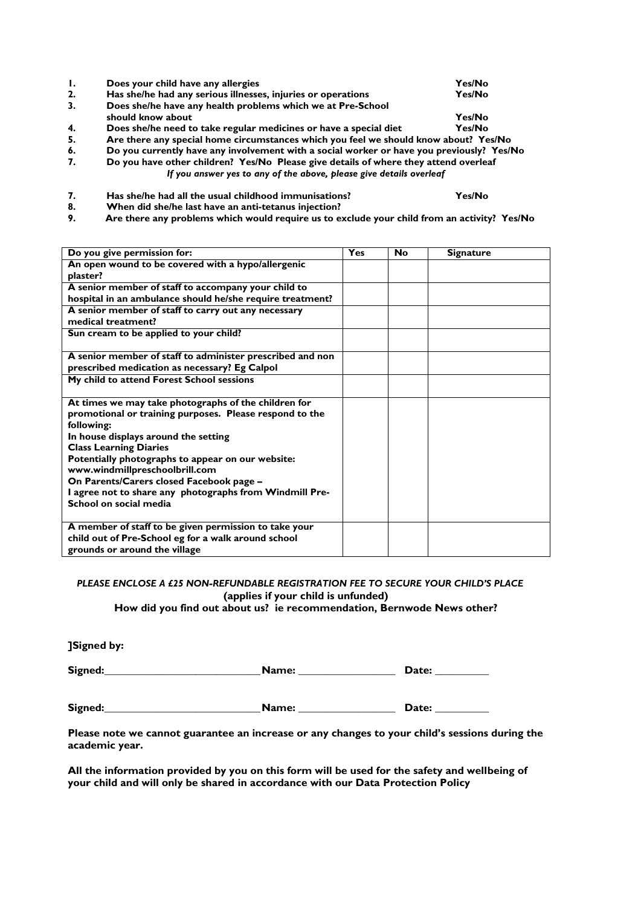1. **Does your child have any allergies** **Yes/No**
2. **Has she/he had any serious illnesses, injuries or operations** **Yes/No**
3. **Does she/he have any health problems which we at Pre-School should know about** **Yes/No**
4. **Does she/he need to take regular medicines or have a special diet** **Yes/No**
5. **Are there any special home circumstances which you feel we should know about? Yes/No**
6. **Do you currently have any involvement with a social worker or have you previously? Yes/No**
7. **Do you have other children? Yes/No Please give details of where they attend overleaf**

***If you answer yes to any of the above, please give details overleaf***

7. **Has she/he had all the usual childhood immunisations?** **Yes/No**
8. **When did she/he last have an anti-tetanus injection?**
9. **Are there any problems which would require us to exclude your child from an activity? Yes/No**

| **Do you give permission for:** | **Yes** | **No** | **Signature** |
|---|---|---|---|
| **An open wound to be covered with a hypo/allergenic plaster?** | | | |
| **A senior member of staff to accompany your child to hospital in an ambulance should he/she require treatment?** | | | |
| **A senior member of staff to carry out any necessary medical treatment?** | | | |
| **Sun cream to be applied to your child?** | | | |
| **A senior member of staff to administer prescribed and non prescribed medication as necessary? Eg Calpol** | | | |
| **My child to attend Forest School sessions** | | | |
| **At times we may take photographs of the children for promotional or training purposes. Please respond to the following:**<br>**In house displays around the setting**<br>**Class Learning Diaries**<br>**Potentially photographs to appear on our website: www.windmillpreschoolbrill.com**<br>**On Parents/Carers closed Facebook page –**<br>**I agree not to share any photographs from Windmill Pre-School on social media** | | | |
| **A member of staff to be given permission to take your child out of Pre-School eg for a walk around school grounds or around the village** | | | |

***PLEASE ENCLOSE A £25 NON-REFUNDABLE REGISTRATION FEE TO SECURE YOUR CHILD'S PLACE***
**(applies if your child is unfunded)**
**How did you find out about us? ie recommendation, Bernwode News other?**

**]Signed by:**

**Signed:**\_\_\_\_\_\_\_\_\_\_\_\_\_\_\_\_\_\_\_\_\_\_\_\_\_\_\_ **Name:** \_\_\_\_\_\_\_\_\_\_\_\_\_\_\_\_\_ **Date:** \_\_\_\_\_\_\_\_\_\_

**Signed:**\_\_\_\_\_\_\_\_\_\_\_\_\_\_\_\_\_\_\_\_\_\_\_\_\_\_\_ **Name:** \_\_\_\_\_\_\_\_\_\_\_\_\_\_\_\_\_ **Date:** \_\_\_\_\_\_\_\_\_\_

**Please note we cannot guarantee an increase or any changes to your child's sessions during the academic year.**

**All the information provided by you on this form will be used for the safety and wellbeing of your child and will only be shared in accordance with our Data Protection Policy**